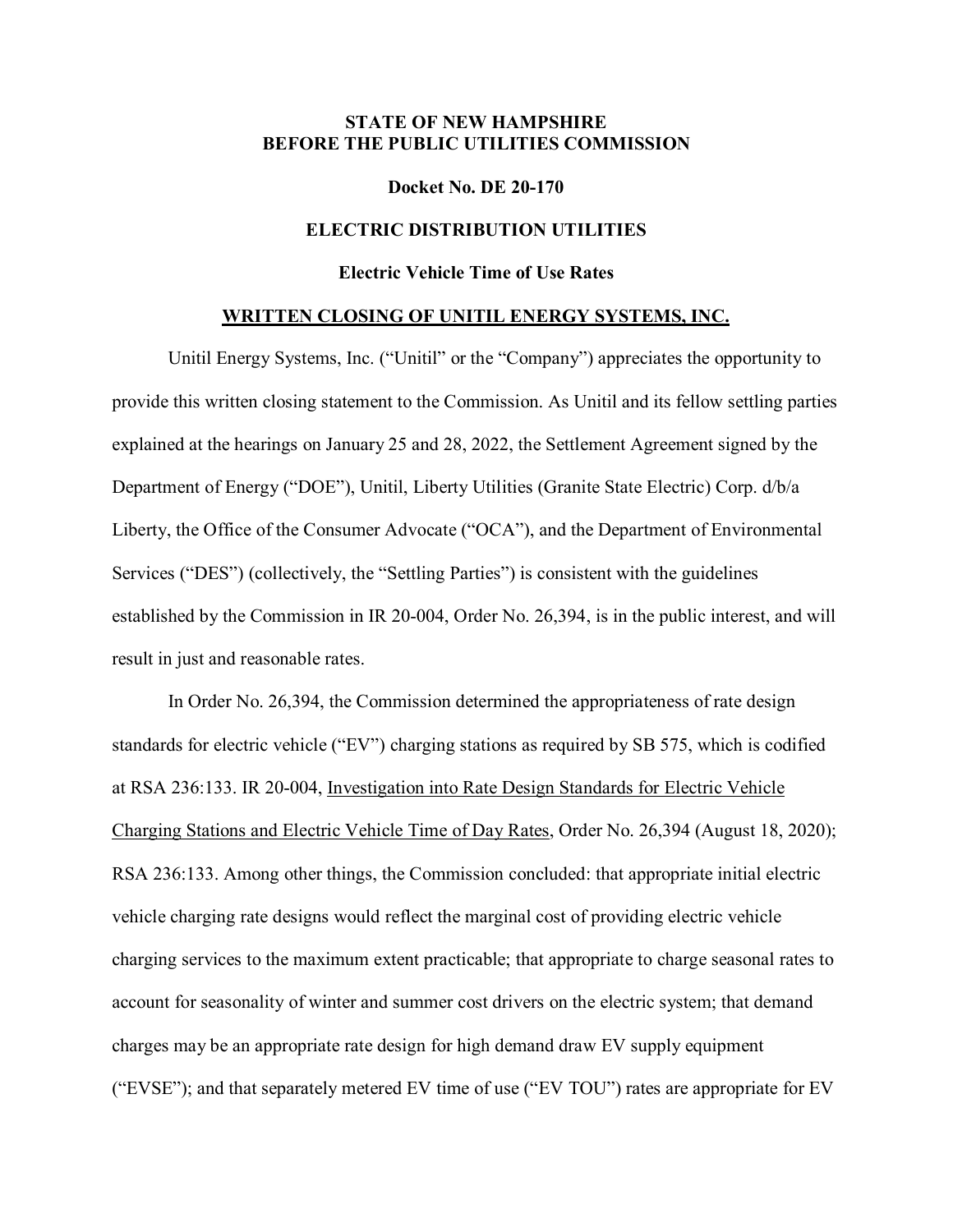**STATE OF NEW HAMPSHIRE**
**BEFORE THE PUBLIC UTILITIES COMMISSION**

**Docket No. DE 20-170**

**ELECTRIC DISTRIBUTION UTILITIES**

**Electric Vehicle Time of Use Rates**

**<u>WRITTEN CLOSING OF UNITIL ENERGY SYSTEMS, INC.</u>**

Unitil Energy Systems, Inc. ("Unitil" or the "Company") appreciates the opportunity to provide this written closing statement to the Commission. As Unitil and its fellow settling parties explained at the hearings on January 25 and 28, 2022, the Settlement Agreement signed by the Department of Energy ("DOE"), Unitil, Liberty Utilities (Granite State Electric) Corp. d/b/a Liberty, the Office of the Consumer Advocate ("OCA"), and the Department of Environmental Services ("DES") (collectively, the "Settling Parties") is consistent with the guidelines established by the Commission in IR 20-004, Order No. 26,394, is in the public interest, and will result in just and reasonable rates.

In Order No. 26,394, the Commission determined the appropriateness of rate design standards for electric vehicle ("EV") charging stations as required by SB 575, which is codified at RSA 236:133. IR 20-004, <u>Investigation into Rate Design Standards for Electric Vehicle Charging Stations and Electric Vehicle Time of Day Rates</u>, Order No. 26,394 (August 18, 2020); RSA 236:133. Among other things, the Commission concluded: that appropriate initial electric vehicle charging rate designs would reflect the marginal cost of providing electric vehicle charging services to the maximum extent practicable; that appropriate to charge seasonal rates to account for seasonality of winter and summer cost drivers on the electric system; that demand charges may be an appropriate rate design for high demand draw EV supply equipment ("EVSE"); and that separately metered EV time of use ("EV TOU") rates are appropriate for EV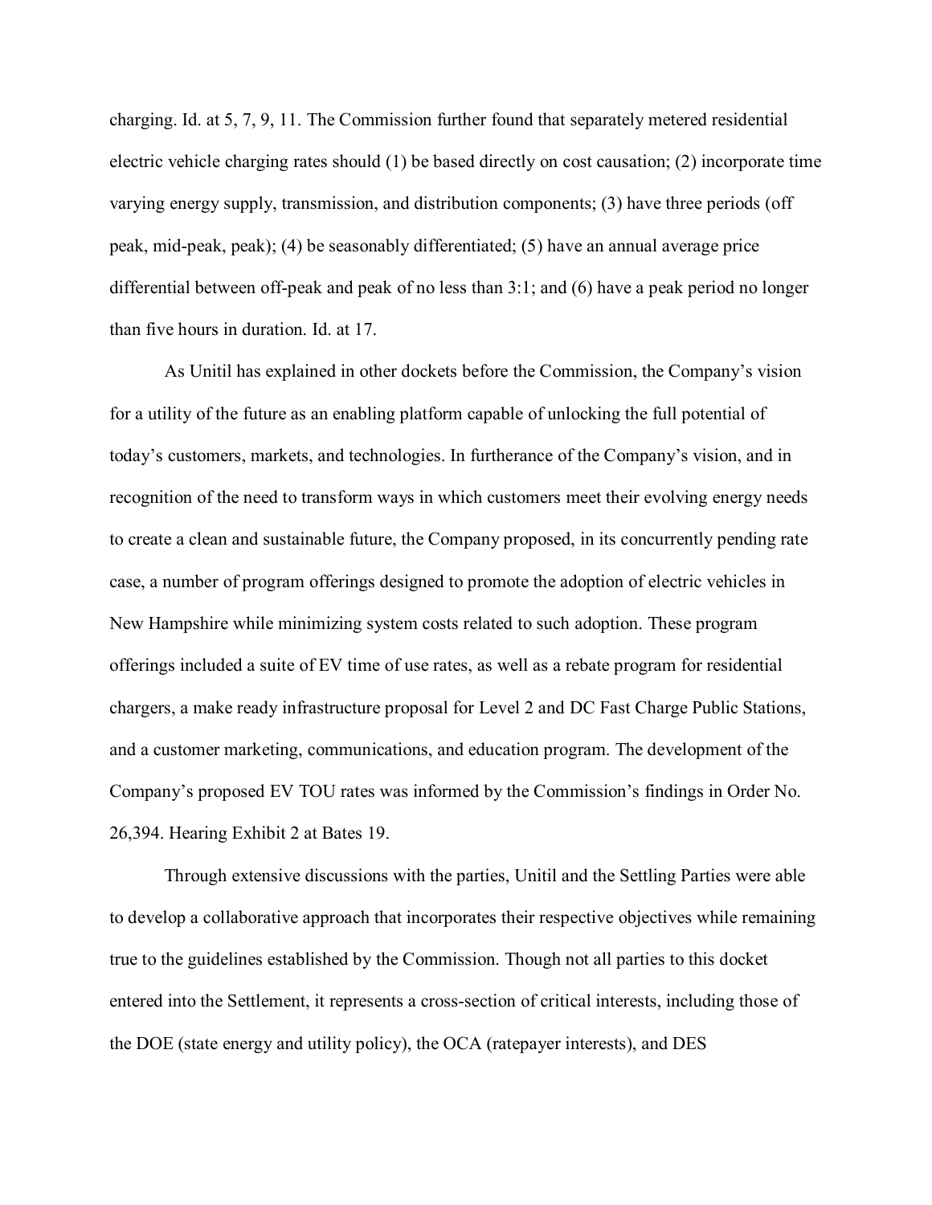charging. Id. at 5, 7, 9, 11. The Commission further found that separately metered residential electric vehicle charging rates should (1) be based directly on cost causation; (2) incorporate time varying energy supply, transmission, and distribution components; (3) have three periods (off peak, mid-peak, peak); (4) be seasonably differentiated; (5) have an annual average price differential between off-peak and peak of no less than 3:1; and (6) have a peak period no longer than five hours in duration. Id. at 17.

As Unitil has explained in other dockets before the Commission, the Company's vision for a utility of the future as an enabling platform capable of unlocking the full potential of today's customers, markets, and technologies. In furtherance of the Company's vision, and in recognition of the need to transform ways in which customers meet their evolving energy needs to create a clean and sustainable future, the Company proposed, in its concurrently pending rate case, a number of program offerings designed to promote the adoption of electric vehicles in New Hampshire while minimizing system costs related to such adoption. These program offerings included a suite of EV time of use rates, as well as a rebate program for residential chargers, a make ready infrastructure proposal for Level 2 and DC Fast Charge Public Stations, and a customer marketing, communications, and education program. The development of the Company's proposed EV TOU rates was informed by the Commission's findings in Order No. 26,394. Hearing Exhibit 2 at Bates 19.

Through extensive discussions with the parties, Unitil and the Settling Parties were able to develop a collaborative approach that incorporates their respective objectives while remaining true to the guidelines established by the Commission. Though not all parties to this docket entered into the Settlement, it represents a cross-section of critical interests, including those of the DOE (state energy and utility policy), the OCA (ratepayer interests), and DES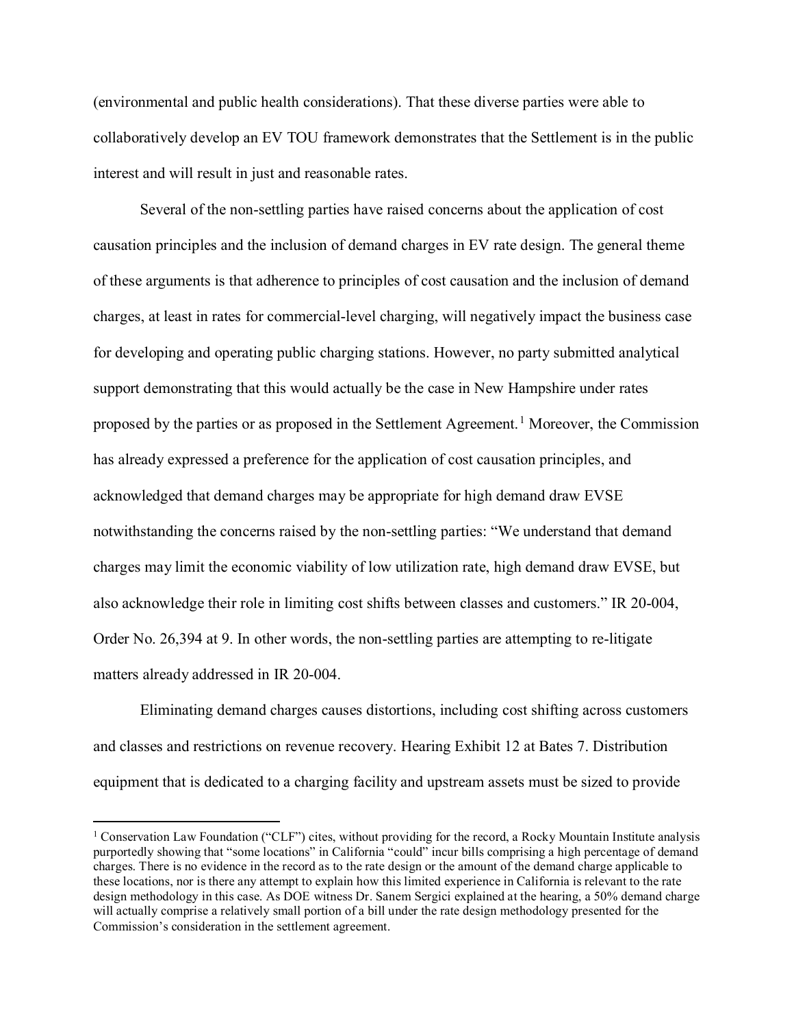(environmental and public health considerations). That these diverse parties were able to collaboratively develop an EV TOU framework demonstrates that the Settlement is in the public interest and will result in just and reasonable rates.

Several of the non-settling parties have raised concerns about the application of cost causation principles and the inclusion of demand charges in EV rate design. The general theme of these arguments is that adherence to principles of cost causation and the inclusion of demand charges, at least in rates for commercial-level charging, will negatively impact the business case for developing and operating public charging stations. However, no party submitted analytical support demonstrating that this would actually be the case in New Hampshire under rates proposed by the parties or as proposed in the Settlement Agreement.[1] Moreover, the Commission has already expressed a preference for the application of cost causation principles, and acknowledged that demand charges may be appropriate for high demand draw EVSE notwithstanding the concerns raised by the non-settling parties: "We understand that demand charges may limit the economic viability of low utilization rate, high demand draw EVSE, but also acknowledge their role in limiting cost shifts between classes and customers." IR 20-004, Order No. 26,394 at 9. In other words, the non-settling parties are attempting to re-litigate matters already addressed in IR 20-004.

Eliminating demand charges causes distortions, including cost shifting across customers and classes and restrictions on revenue recovery. Hearing Exhibit 12 at Bates 7. Distribution equipment that is dedicated to a charging facility and upstream assets must be sized to provide

---

[1] Conservation Law Foundation ("CLF") cites, without providing for the record, a Rocky Mountain Institute analysis purportedly showing that "some locations" in California "could" incur bills comprising a high percentage of demand charges. There is no evidence in the record as to the rate design or the amount of the demand charge applicable to these locations, nor is there any attempt to explain how this limited experience in California is relevant to the rate design methodology in this case. As DOE witness Dr. Sanem Sergici explained at the hearing, a 50% demand charge will actually comprise a relatively small portion of a bill under the rate design methodology presented for the Commission's consideration in the settlement agreement.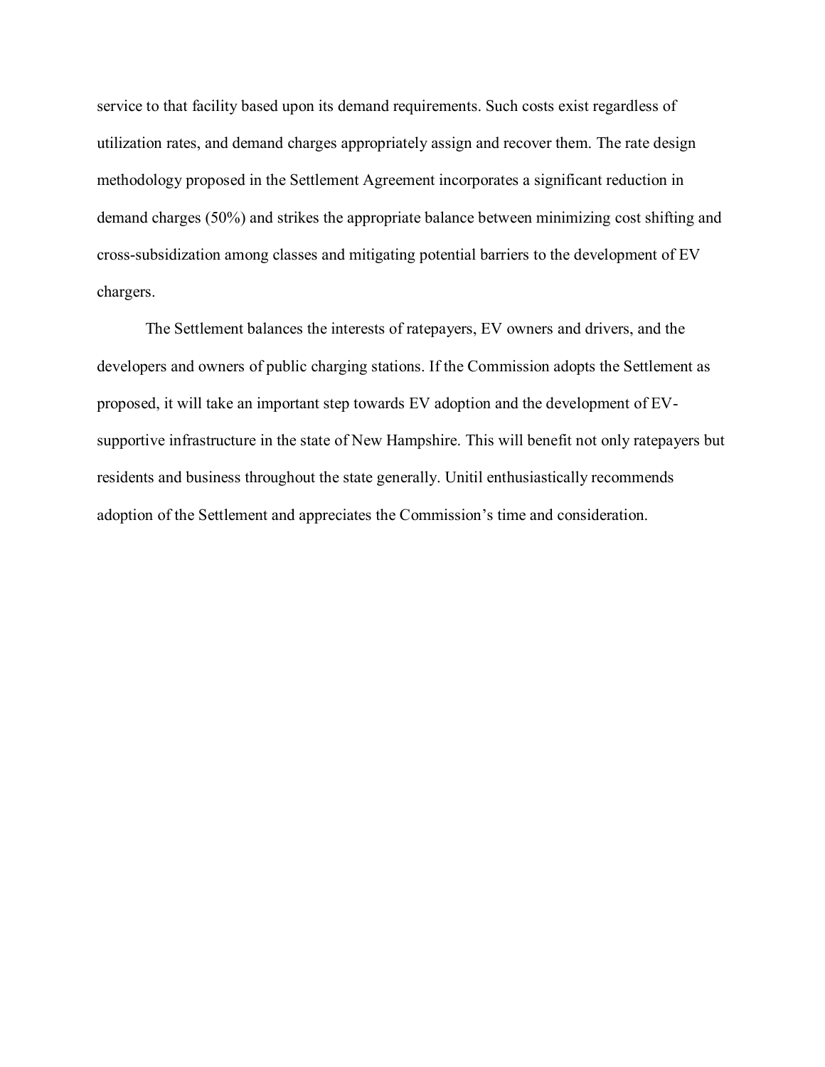service to that facility based upon its demand requirements. Such costs exist regardless of utilization rates, and demand charges appropriately assign and recover them. The rate design methodology proposed in the Settlement Agreement incorporates a significant reduction in demand charges (50%) and strikes the appropriate balance between minimizing cost shifting and cross-subsidization among classes and mitigating potential barriers to the development of EV chargers.

The Settlement balances the interests of ratepayers, EV owners and drivers, and the developers and owners of public charging stations. If the Commission adopts the Settlement as proposed, it will take an important step towards EV adoption and the development of EV-supportive infrastructure in the state of New Hampshire. This will benefit not only ratepayers but residents and business throughout the state generally. Unitil enthusiastically recommends adoption of the Settlement and appreciates the Commission's time and consideration.